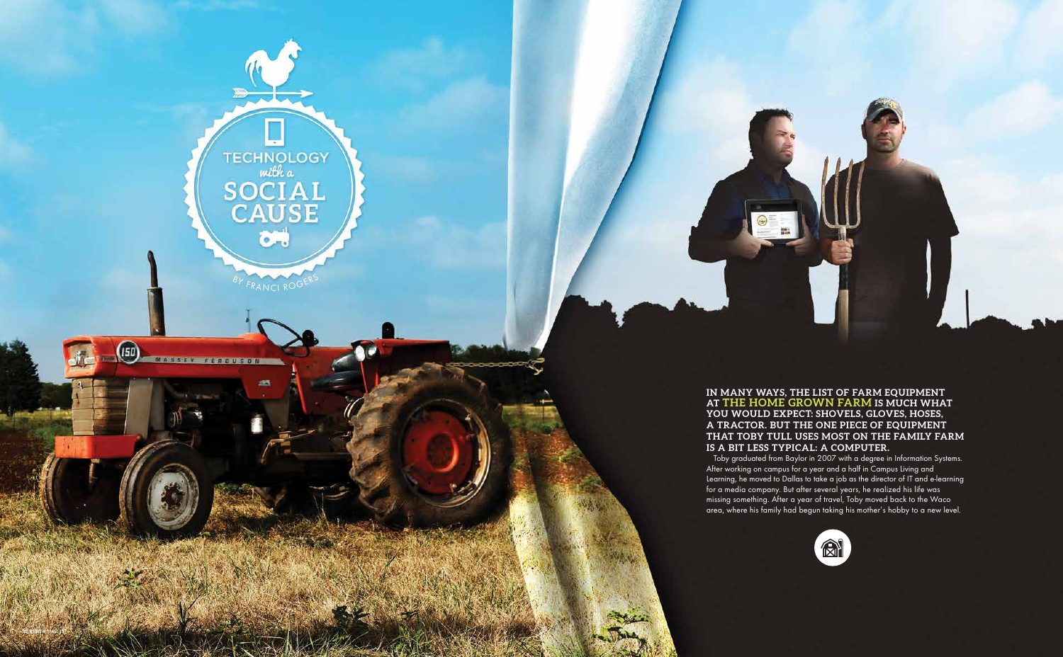# Technology *with a* Social Cause

BY FRANCI ROGERS

**IN MANY WAYS, THE LIST OF FARM EQUIPMENT AT THE HOME GROWN FARM IS MUCH WHAT YOU WOULD EXPECT: SHOVELS, GLOVES, HOSES, A TRACTOR. BUT THE ONE PIECE OF EQUIPMENT THAT TOBY TULL USES MOST ON THE FAMILY FARM IS A BIT LESS TYPICAL: A COMPUTER.**

Toby graduated from Baylor in 2007 with a degree in Information Systems. After working on campus for a year and a half in Campus Living and Learning, he moved to Dallas to take a job as the director of IT and e-learning for a media company. But after several years, he realized his life was missing something. After a year of travel, Toby moved back to the Waco area, where his family had begun taking his mother's hobby to a new level.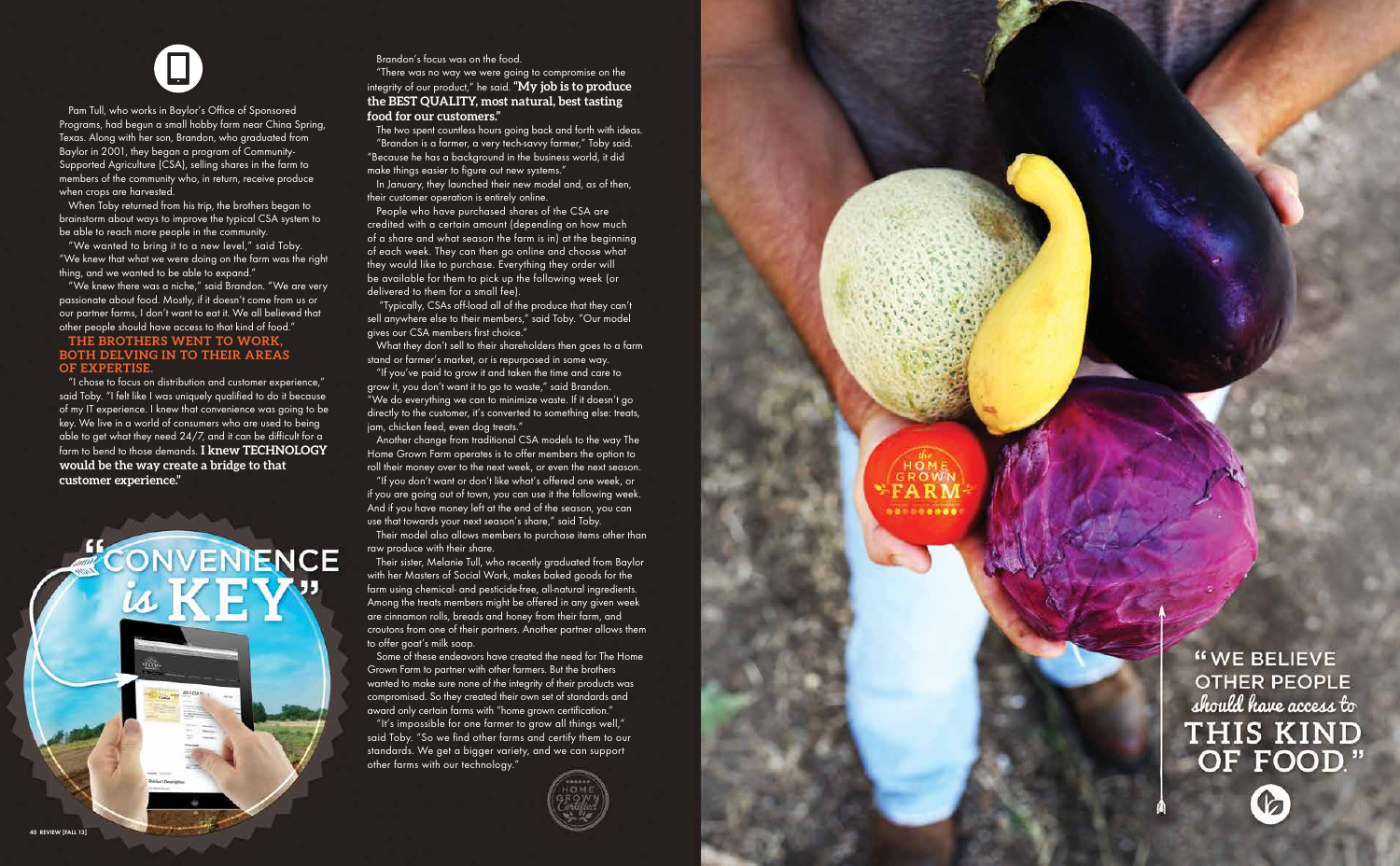Pam Tull, who works in Baylor's Office of Sponsored Programs, had begun a small hobby farm near China Spring, Texas. Along with her son, Brandon, who graduated from Baylor in 2001, they began a program of Community-Supported Agriculture (CSA), selling shares in the farm to members of the community who, in return, receive produce when crops are harvested.

When Toby returned from his trip, the brothers began to brainstorm about ways to improve the typical CSA system to be able to reach more people in the community.

"We wanted to bring it to a new level," said Toby. "We knew that what we were doing on the farm was the right thing, and we wanted to be able to expand."

"We knew there was a niche," said Brandon. "We are very passionate about food. Mostly, if it doesn't come from us or our partner farms, I don't want to eat it. We all believed that other people should have access to that kind of food."

**THE BROTHERS WENT TO WORK, BOTH DELVING IN TO THEIR AREAS OF EXPERTISE.**

"I chose to focus on distribution and customer experience," said Toby. "I felt like I was uniquely qualified to do it because of my IT experience. I knew that convenience was going to be key. We live in a world of consumers who are used to being able to get what they need 24/7, and it can be difficult for a farm to bend to those demands. **I knew TECHNOLOGY would be the way create a bridge to that customer experience."**

"CONVENIENCE *is* KEY"

Brandon's focus was on the food.

"There was no way we were going to compromise on the integrity of our product," he said. **"My job is to produce the BEST QUALITY, most natural, best tasting food for our customers."**

The two spent countless hours going back and forth with ideas.

"Brandon is a farmer, a very tech-savvy farmer," Toby said. "Because he has a background in the business world, it did make things easier to figure out new systems."

In January, they launched their new model and, as of then, their customer operation is entirely online.

People who have purchased shares of the CSA are credited with a certain amount (depending on how much of a share and what season the farm is in) at the beginning of each week. They can then go online and choose what they would like to purchase. Everything they order will be available for them to pick up the following week (or delivered to them for a small fee).

"Typically, CSAs off-load all of the produce that they can't sell anywhere else to their members," said Toby. "Our model gives our CSA members first choice."

What they don't sell to their shareholders then goes to a farm stand or farmer's market, or is repurposed in some way.

"If you've paid to grow it and taken the time and care to grow it, you don't want it to go to waste," said Brandon. "We do everything we can to minimize waste. If it doesn't go directly to the customer, it's converted to something else: treats, jam, chicken feed, even dog treats."

Another change from traditional CSA models to the way The Home Grown Farm operates is to offer members the option to roll their money over to the next week, or even the next season.

"If you don't want or don't like what's offered one week, or if you are going out of town, you can use it the following week. And if you have money left at the end of the season, you can use that towards your next season's share," said Toby.

Their model also allows members to purchase items other than raw produce with their share.

Their sister, Melanie Tull, who recently graduated from Baylor with her Masters of Social Work, makes baked goods for the farm using chemical- and pesticide-free, all-natural ingredients. Among the treats members might be offered in any given week are cinnamon rolls, breads and honey from their farm, and croutons from one of their partners. Another partner allows them to offer goat's milk soap.

Some of these endeavors have created the need for The Home Grown Farm to partner with other farmers. But the brothers wanted to make sure none of the integrity of their products was compromised. So they created their own set of standards and award only certain farms with "home grown certification."

"It's impossible for one farmer to grow all things well," said Toby. "So we find other farms and certify them to our standards. We get a bigger variety, and we can support other farms with our technology."

"WE BELIEVE OTHER PEOPLE *should have access to* THIS KIND OF FOOD."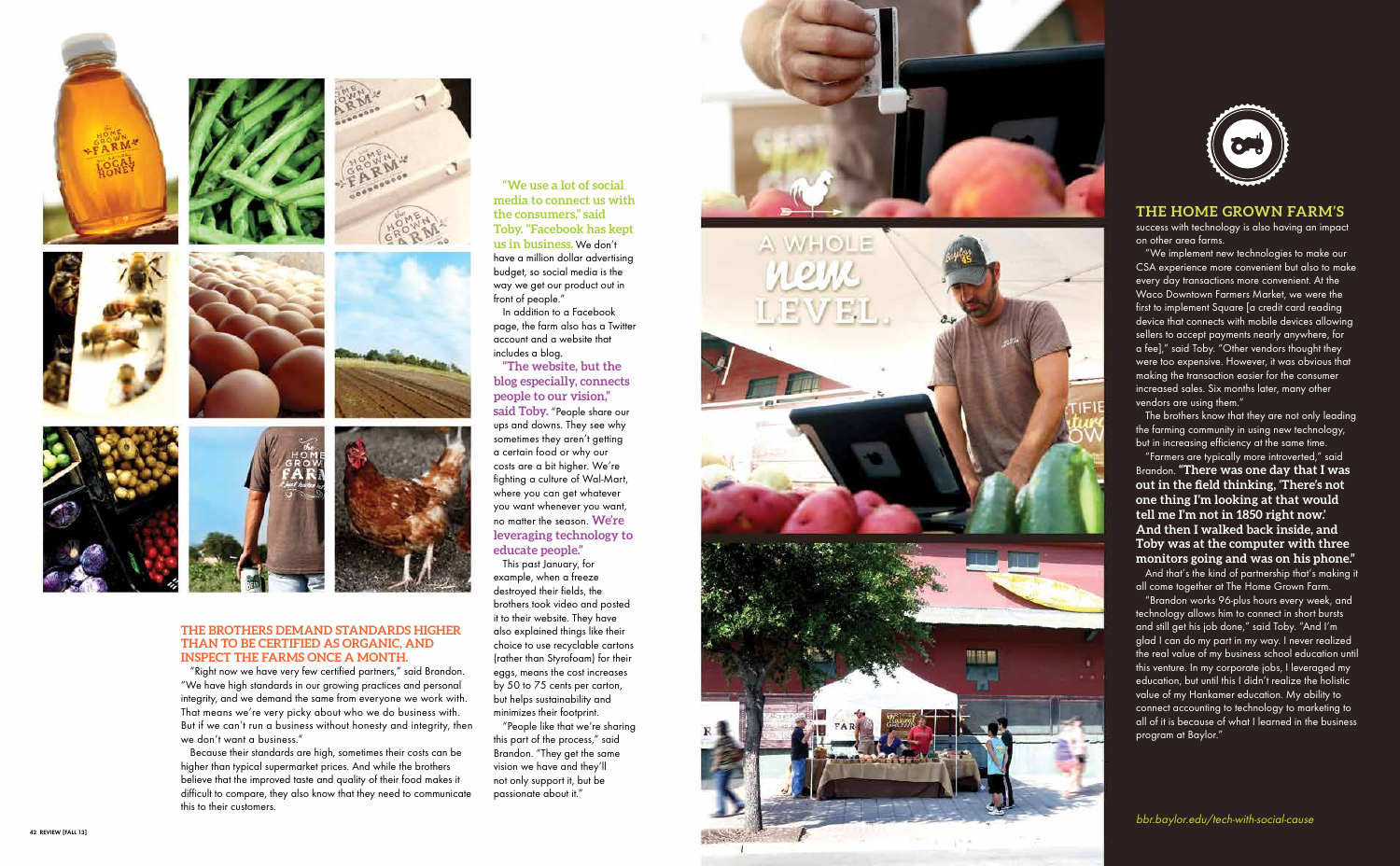### THE BROTHERS DEMAND STANDARDS HIGHER THAN TO BE CERTIFIED AS ORGANIC, AND INSPECT THE FARMS ONCE A MONTH.

"Right now we have very few certified partners," said Brandon. "We have high standards in our growing practices and personal integrity, and we demand the same from everyone we work with. That means we're very picky about who we do business with. But if we can't run a business without honesty and integrity, then we don't want a business."

Because their standards are high, sometimes their costs can be higher than typical supermarket prices. And while the brothers believe that the improved taste and quality of their food makes it difficult to compare, they also know that they need to communicate this to their customers.

**"We use a lot of social media to connect us with the consumers," said Toby. "Facebook has kept us in business.** We don't have a million dollar advertising budget, so social media is the way we get our product out in front of people."

In addition to a Facebook page, the farm also has a Twitter account and a website that includes a blog.

**"The website, but the blog especially, connects people to our vision," said Toby.** "People share our ups and downs. They see why sometimes they aren't getting a certain food or why our costs are a bit higher. We're fighting a culture of Wal-Mart, where you can get whatever you want whenever you want, no matter the season. **We're leveraging technology to educate people."**

This past January, for example, when a freeze destroyed their fields, the brothers took video and posted it to their website. They have also explained things like their choice to use recyclable cartons (rather than Styrofoam) for their eggs, means the cost increases by 50 to 75 cents per carton, but helps sustainability and minimizes their footprint.

"People like that we're sharing this part of the process," said Brandon. "They get the same vision we have and they'll not only support it, but be passionate about it."

A WHOLE *new* LEVEL.

**THE HOME GROWN FARM'S** success with technology is also having an impact on other area farms.

"We implement new technologies to make our CSA experience more convenient but also to make every day transactions more convenient. At the Waco Downtown Farmers Market, we were the first to implement Square [a credit card reading device that connects with mobile devices allowing sellers to accept payments nearly anywhere, for a fee]," said Toby. "Other vendors thought they were too expensive. However, it was obvious that making the transaction easier for the consumer increased sales. Six months later, many other vendors are using them."

The brothers know that they are not only leading the farming community in using new technology, but in increasing efficiency at the same time.

"Farmers are typically more introverted," said Brandon. **"There was one day that I was out in the field thinking, 'There's not one thing I'm looking at that would tell me I'm not in 1850 right now.' And then I walked back inside, and Toby was at the computer with three monitors going and was on his phone."**

And that's the kind of partnership that's making it all come together at The Home Grown Farm.

"Brandon works 96-plus hours every week, and technology allows him to connect in short bursts and still get his job done," said Toby. "And I'm glad I can do my part in my way. I never realized the real value of my business school education until this venture. In my corporate jobs, I leveraged my education, but until this I didn't realize the holistic value of my Hankamer education. My ability to connect accounting to technology to marketing to all of it is because of what I learned in the business program at Baylor."

*bbr.baylor.edu/tech-with-social-cause*